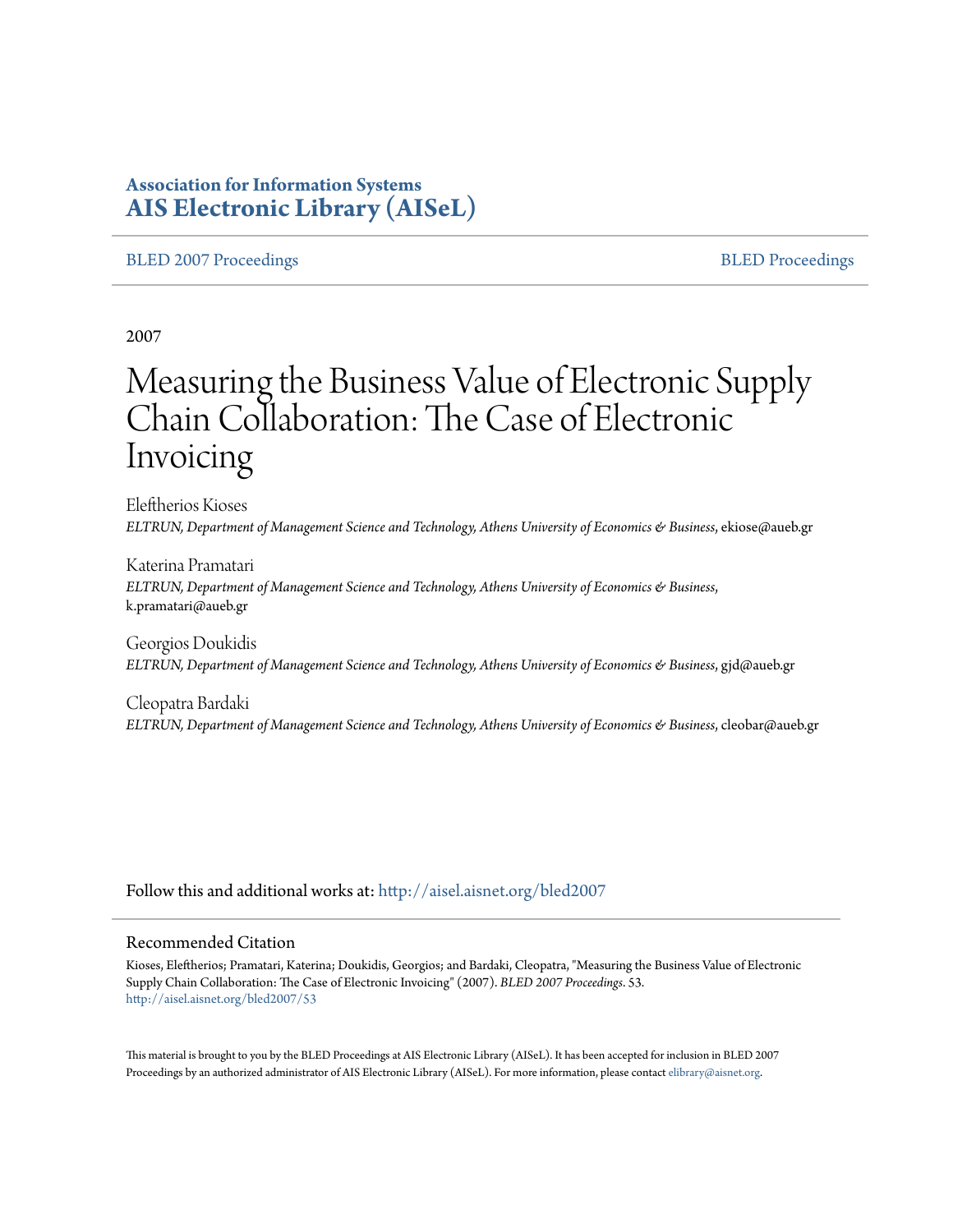**Association for Information Systems**
**[AIS Electronic Library (AISeL)](http://aisel.aisnet.org)**

BLED 2007 Proceedings | BLED Proceedings

2007

# Measuring the Business Value of Electronic Supply Chain Collaboration: The Case of Electronic Invoicing

Eleftherios Kioses
*ELTRUN, Department of Management Science and Technology, Athens University of Economics & Business*, ekiose@aueb.gr

Katerina Pramatari
*ELTRUN, Department of Management Science and Technology, Athens University of Economics & Business*, k.pramatari@aueb.gr

Georgios Doukidis
*ELTRUN, Department of Management Science and Technology, Athens University of Economics & Business*, gjd@aueb.gr

Cleopatra Bardaki
*ELTRUN, Department of Management Science and Technology, Athens University of Economics & Business*, cleobar@aueb.gr

Follow this and additional works at: http://aisel.aisnet.org/bled2007

## Recommended Citation

Kioses, Eleftherios; Pramatari, Katerina; Doukidis, Georgios; and Bardaki, Cleopatra, "Measuring the Business Value of Electronic Supply Chain Collaboration: The Case of Electronic Invoicing" (2007). *BLED 2007 Proceedings*. 53.
http://aisel.aisnet.org/bled2007/53

This material is brought to you by the BLED Proceedings at AIS Electronic Library (AISeL). It has been accepted for inclusion in BLED 2007 Proceedings by an authorized administrator of AIS Electronic Library (AISeL). For more information, please contact elibrary@aisnet.org.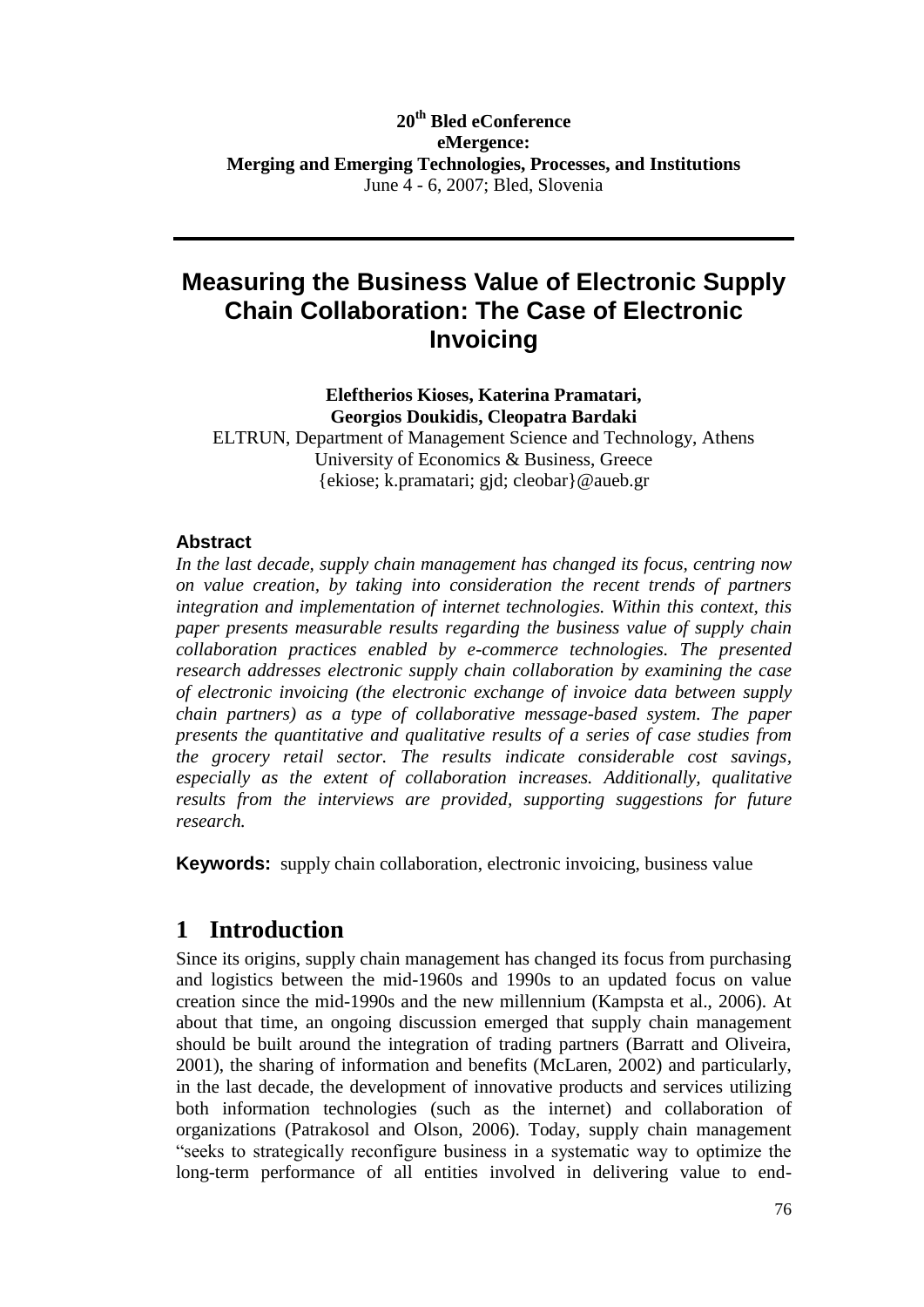20[th] Bled eConference
eMergence:
Merging and Emerging Technologies, Processes, and Institutions
June 4 - 6, 2007; Bled, Slovenia

# Measuring the Business Value of Electronic Supply Chain Collaboration: The Case of Electronic Invoicing

**Eleftherios Kioses, Katerina Pramatari, Georgios Doukidis, Cleopatra Bardaki**
ELTRUN, Department of Management Science and Technology, Athens University of Economics & Business, Greece
{ekiose; k.pramatari; gjd; cleobar}@aueb.gr

### Abstract

*In the last decade, supply chain management has changed its focus, centring now on value creation, by taking into consideration the recent trends of partners integration and implementation of internet technologies. Within this context, this paper presents measurable results regarding the business value of supply chain collaboration practices enabled by e-commerce technologies. The presented research addresses electronic supply chain collaboration by examining the case of electronic invoicing (the electronic exchange of invoice data between supply chain partners) as a type of collaborative message-based system. The paper presents the quantitative and qualitative results of a series of case studies from the grocery retail sector. The results indicate considerable cost savings, especially as the extent of collaboration increases. Additionally, qualitative results from the interviews are provided, supporting suggestions for future research.*

**Keywords:** supply chain collaboration, electronic invoicing, business value

## 1 Introduction

Since its origins, supply chain management has changed its focus from purchasing and logistics between the mid-1960s and 1990s to an updated focus on value creation since the mid-1990s and the new millennium (Kampsta et al., 2006). At about that time, an ongoing discussion emerged that supply chain management should be built around the integration of trading partners (Barratt and Oliveira, 2001), the sharing of information and benefits (McLaren, 2002) and particularly, in the last decade, the development of innovative products and services utilizing both information technologies (such as the internet) and collaboration of organizations (Patrakosol and Olson, 2006). Today, supply chain management "seeks to strategically reconfigure business in a systematic way to optimize the long-term performance of all entities involved in delivering value to end-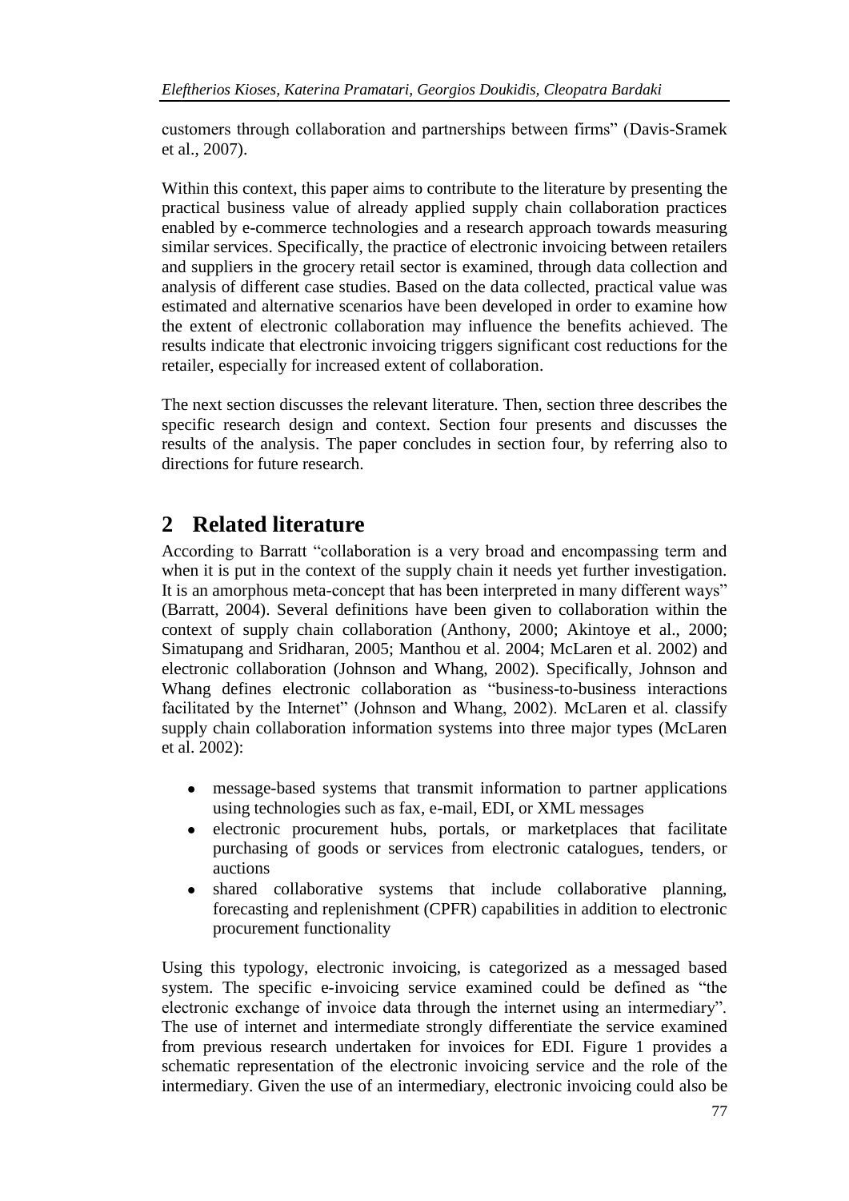customers through collaboration and partnerships between firms" (Davis-Sramek et al., 2007).

Within this context, this paper aims to contribute to the literature by presenting the practical business value of already applied supply chain collaboration practices enabled by e-commerce technologies and a research approach towards measuring similar services. Specifically, the practice of electronic invoicing between retailers and suppliers in the grocery retail sector is examined, through data collection and analysis of different case studies. Based on the data collected, practical value was estimated and alternative scenarios have been developed in order to examine how the extent of electronic collaboration may influence the benefits achieved. The results indicate that electronic invoicing triggers significant cost reductions for the retailer, especially for increased extent of collaboration.

The next section discusses the relevant literature. Then, section three describes the specific research design and context. Section four presents and discusses the results of the analysis. The paper concludes in section four, by referring also to directions for future research.

## 2 Related literature

According to Barratt "collaboration is a very broad and encompassing term and when it is put in the context of the supply chain it needs yet further investigation. It is an amorphous meta-concept that has been interpreted in many different ways" (Barratt, 2004). Several definitions have been given to collaboration within the context of supply chain collaboration (Anthony, 2000; Akintoye et al., 2000; Simatupang and Sridharan, 2005; Manthou et al. 2004; McLaren et al. 2002) and electronic collaboration (Johnson and Whang, 2002). Specifically, Johnson and Whang defines electronic collaboration as "business-to-business interactions facilitated by the Internet" (Johnson and Whang, 2002). McLaren et al. classify supply chain collaboration information systems into three major types (McLaren et al. 2002):

- message-based systems that transmit information to partner applications using technologies such as fax, e-mail, EDI, or XML messages
- electronic procurement hubs, portals, or marketplaces that facilitate purchasing of goods or services from electronic catalogues, tenders, or auctions
- shared collaborative systems that include collaborative planning, forecasting and replenishment (CPFR) capabilities in addition to electronic procurement functionality

Using this typology, electronic invoicing, is categorized as a messaged based system. The specific e-invoicing service examined could be defined as "the electronic exchange of invoice data through the internet using an intermediary". The use of internet and intermediate strongly differentiate the service examined from previous research undertaken for invoices for EDI. Figure 1 provides a schematic representation of the electronic invoicing service and the role of the intermediary. Given the use of an intermediary, electronic invoicing could also be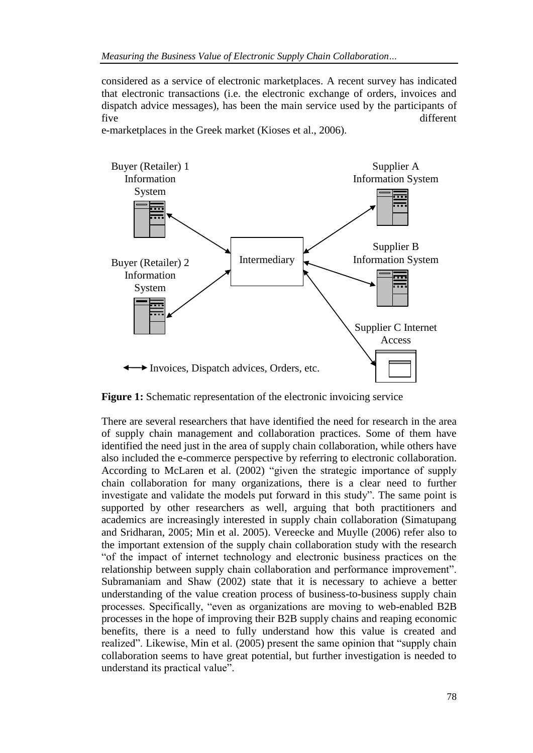considered as a service of electronic marketplaces. A recent survey has indicated that electronic transactions (i.e. the electronic exchange of orders, invoices and dispatch advice messages), has been the main service used by the participants of five different e-marketplaces in the Greek market (Kioses et al., 2006).

**Figure 1:** Schematic representation of the electronic invoicing service

There are several researchers that have identified the need for research in the area of supply chain management and collaboration practices. Some of them have identified the need just in the area of supply chain collaboration, while others have also included the e-commerce perspective by referring to electronic collaboration. According to McLaren et al. (2002) "given the strategic importance of supply chain collaboration for many organizations, there is a clear need to further investigate and validate the models put forward in this study". The same point is supported by other researchers as well, arguing that both practitioners and academics are increasingly interested in supply chain collaboration (Simatupang and Sridharan, 2005; Min et al. 2005). Vereecke and Muylle (2006) refer also to the important extension of the supply chain collaboration study with the research "of the impact of internet technology and electronic business practices on the relationship between supply chain collaboration and performance improvement". Subramaniam and Shaw (2002) state that it is necessary to achieve a better understanding of the value creation process of business-to-business supply chain processes. Specifically, "even as organizations are moving to web-enabled B2B processes in the hope of improving their B2B supply chains and reaping economic benefits, there is a need to fully understand how this value is created and realized". Likewise, Min et al. (2005) present the same opinion that "supply chain collaboration seems to have great potential, but further investigation is needed to understand its practical value".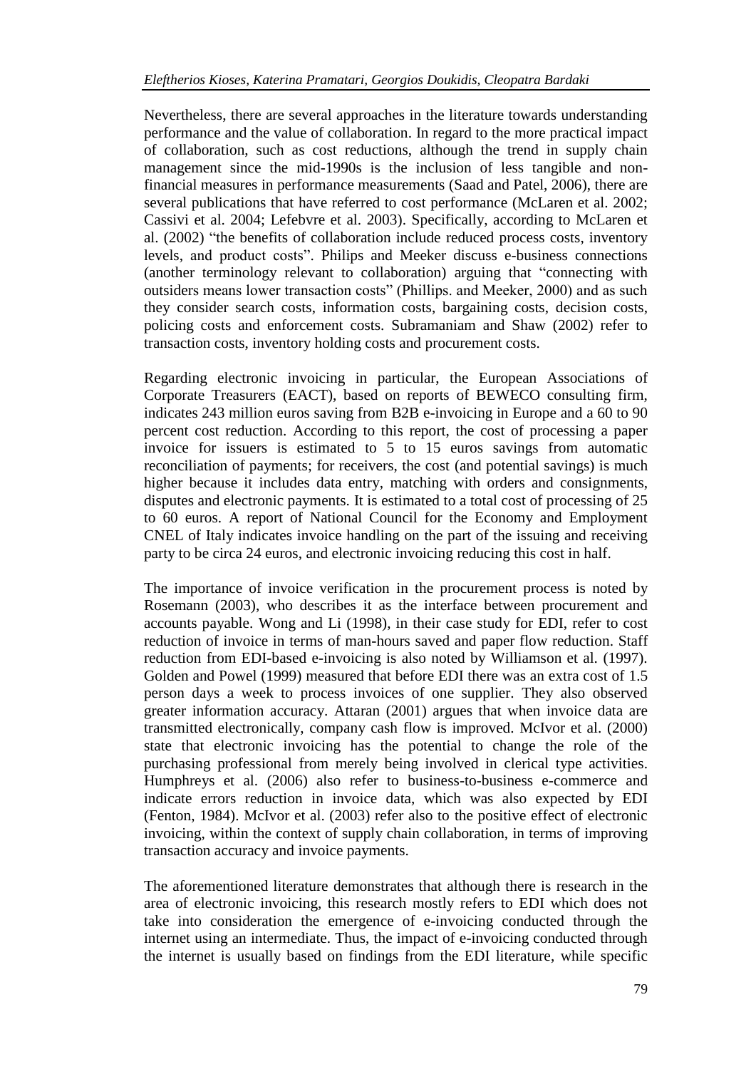Nevertheless, there are several approaches in the literature towards understanding performance and the value of collaboration. In regard to the more practical impact of collaboration, such as cost reductions, although the trend in supply chain management since the mid-1990s is the inclusion of less tangible and non-financial measures in performance measurements (Saad and Patel, 2006), there are several publications that have referred to cost performance (McLaren et al. 2002; Cassivi et al. 2004; Lefebvre et al. 2003). Specifically, according to McLaren et al. (2002) "the benefits of collaboration include reduced process costs, inventory levels, and product costs". Philips and Meeker discuss e-business connections (another terminology relevant to collaboration) arguing that "connecting with outsiders means lower transaction costs" (Phillips. and Meeker, 2000) and as such they consider search costs, information costs, bargaining costs, decision costs, policing costs and enforcement costs. Subramaniam and Shaw (2002) refer to transaction costs, inventory holding costs and procurement costs.

Regarding electronic invoicing in particular, the European Associations of Corporate Treasurers (EACT), based on reports of BEWECO consulting firm, indicates 243 million euros saving from B2B e-invoicing in Europe and a 60 to 90 percent cost reduction. According to this report, the cost of processing a paper invoice for issuers is estimated to 5 to 15 euros savings from automatic reconciliation of payments; for receivers, the cost (and potential savings) is much higher because it includes data entry, matching with orders and consignments, disputes and electronic payments. It is estimated to a total cost of processing of 25 to 60 euros. A report of National Council for the Economy and Employment CNEL of Italy indicates invoice handling on the part of the issuing and receiving party to be circa 24 euros, and electronic invoicing reducing this cost in half.

The importance of invoice verification in the procurement process is noted by Rosemann (2003), who describes it as the interface between procurement and accounts payable. Wong and Li (1998), in their case study for EDI, refer to cost reduction of invoice in terms of man-hours saved and paper flow reduction. Staff reduction from EDI-based e-invoicing is also noted by Williamson et al. (1997). Golden and Powel (1999) measured that before EDI there was an extra cost of 1.5 person days a week to process invoices of one supplier. They also observed greater information accuracy. Attaran (2001) argues that when invoice data are transmitted electronically, company cash flow is improved. McIvor et al. (2000) state that electronic invoicing has the potential to change the role of the purchasing professional from merely being involved in clerical type activities. Humphreys et al. (2006) also refer to business-to-business e-commerce and indicate errors reduction in invoice data, which was also expected by EDI (Fenton, 1984). McIvor et al. (2003) refer also to the positive effect of electronic invoicing, within the context of supply chain collaboration, in terms of improving transaction accuracy and invoice payments.

The aforementioned literature demonstrates that although there is research in the area of electronic invoicing, this research mostly refers to EDI which does not take into consideration the emergence of e-invoicing conducted through the internet using an intermediate. Thus, the impact of e-invoicing conducted through the internet is usually based on findings from the EDI literature, while specific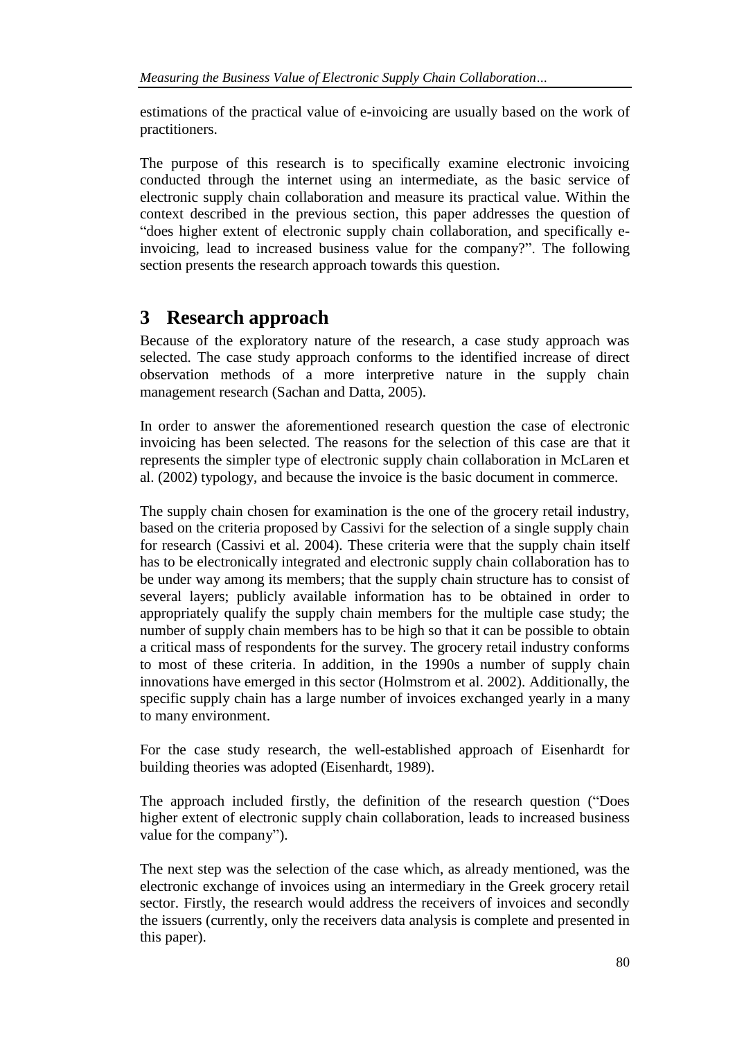estimations of the practical value of e-invoicing are usually based on the work of practitioners.

The purpose of this research is to specifically examine electronic invoicing conducted through the internet using an intermediate, as the basic service of electronic supply chain collaboration and measure its practical value. Within the context described in the previous section, this paper addresses the question of "does higher extent of electronic supply chain collaboration, and specifically e-invoicing, lead to increased business value for the company?". The following section presents the research approach towards this question.

## 3 Research approach

Because of the exploratory nature of the research, a case study approach was selected. The case study approach conforms to the identified increase of direct observation methods of a more interpretive nature in the supply chain management research (Sachan and Datta, 2005).

In order to answer the aforementioned research question the case of electronic invoicing has been selected. The reasons for the selection of this case are that it represents the simpler type of electronic supply chain collaboration in McLaren et al. (2002) typology, and because the invoice is the basic document in commerce.

The supply chain chosen for examination is the one of the grocery retail industry, based on the criteria proposed by Cassivi for the selection of a single supply chain for research (Cassivi et al. 2004). These criteria were that the supply chain itself has to be electronically integrated and electronic supply chain collaboration has to be under way among its members; that the supply chain structure has to consist of several layers; publicly available information has to be obtained in order to appropriately qualify the supply chain members for the multiple case study; the number of supply chain members has to be high so that it can be possible to obtain a critical mass of respondents for the survey. The grocery retail industry conforms to most of these criteria. In addition, in the 1990s a number of supply chain innovations have emerged in this sector (Holmstrom et al. 2002). Additionally, the specific supply chain has a large number of invoices exchanged yearly in a many to many environment.

For the case study research, the well-established approach of Eisenhardt for building theories was adopted (Eisenhardt, 1989).

The approach included firstly, the definition of the research question ("Does higher extent of electronic supply chain collaboration, leads to increased business value for the company").

The next step was the selection of the case which, as already mentioned, was the electronic exchange of invoices using an intermediary in the Greek grocery retail sector. Firstly, the research would address the receivers of invoices and secondly the issuers (currently, only the receivers data analysis is complete and presented in this paper).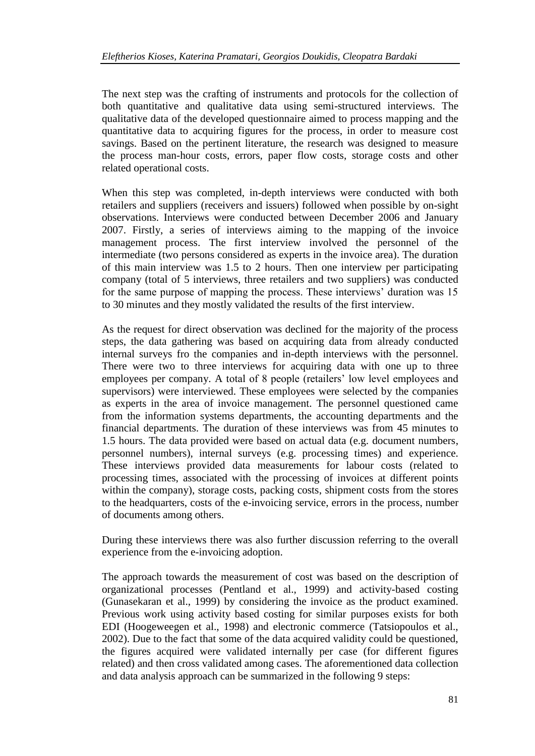The next step was the crafting of instruments and protocols for the collection of both quantitative and qualitative data using semi-structured interviews. The qualitative data of the developed questionnaire aimed to process mapping and the quantitative data to acquiring figures for the process, in order to measure cost savings. Based on the pertinent literature, the research was designed to measure the process man-hour costs, errors, paper flow costs, storage costs and other related operational costs.

When this step was completed, in-depth interviews were conducted with both retailers and suppliers (receivers and issuers) followed when possible by on-sight observations. Interviews were conducted between December 2006 and January 2007. Firstly, a series of interviews aiming to the mapping of the invoice management process. The first interview involved the personnel of the intermediate (two persons considered as experts in the invoice area). The duration of this main interview was 1.5 to 2 hours. Then one interview per participating company (total of 5 interviews, three retailers and two suppliers) was conducted for the same purpose of mapping the process. These interviews' duration was 15 to 30 minutes and they mostly validated the results of the first interview.

As the request for direct observation was declined for the majority of the process steps, the data gathering was based on acquiring data from already conducted internal surveys fro the companies and in-depth interviews with the personnel. There were two to three interviews for acquiring data with one up to three employees per company. A total of 8 people (retailers' low level employees and supervisors) were interviewed. These employees were selected by the companies as experts in the area of invoice management. The personnel questioned came from the information systems departments, the accounting departments and the financial departments. The duration of these interviews was from 45 minutes to 1.5 hours. The data provided were based on actual data (e.g. document numbers, personnel numbers), internal surveys (e.g. processing times) and experience. These interviews provided data measurements for labour costs (related to processing times, associated with the processing of invoices at different points within the company), storage costs, packing costs, shipment costs from the stores to the headquarters, costs of the e-invoicing service, errors in the process, number of documents among others.

During these interviews there was also further discussion referring to the overall experience from the e-invoicing adoption.

The approach towards the measurement of cost was based on the description of organizational processes (Pentland et al., 1999) and activity-based costing (Gunasekaran et al., 1999) by considering the invoice as the product examined. Previous work using activity based costing for similar purposes exists for both EDI (Hoogeweegen et al., 1998) and electronic commerce (Tatsiopoulos et al., 2002). Due to the fact that some of the data acquired validity could be questioned, the figures acquired were validated internally per case (for different figures related) and then cross validated among cases. The aforementioned data collection and data analysis approach can be summarized in the following 9 steps: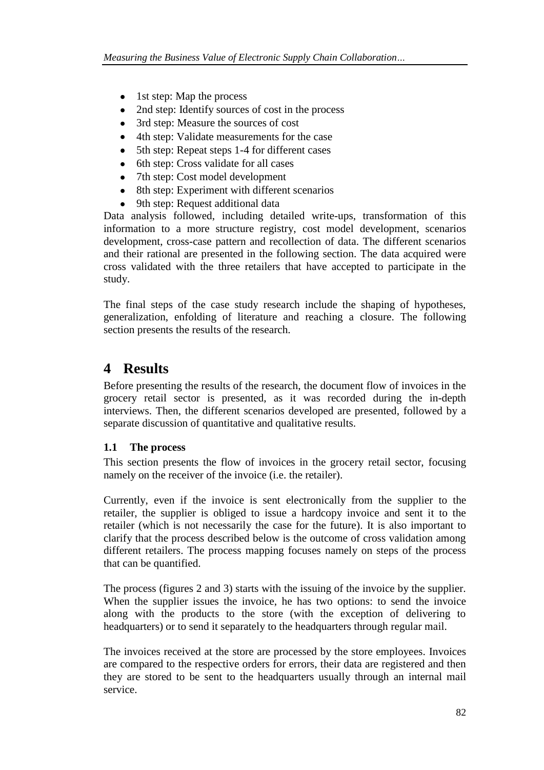- 1st step: Map the process
- 2nd step: Identify sources of cost in the process
- 3rd step: Measure the sources of cost
- 4th step: Validate measurements for the case
- 5th step: Repeat steps 1-4 for different cases
- 6th step: Cross validate for all cases
- 7th step: Cost model development
- 8th step: Experiment with different scenarios
- 9th step: Request additional data

Data analysis followed, including detailed write-ups, transformation of this information to a more structure registry, cost model development, scenarios development, cross-case pattern and recollection of data. The different scenarios and their rational are presented in the following section. The data acquired were cross validated with the three retailers that have accepted to participate in the study.

The final steps of the case study research include the shaping of hypotheses, generalization, enfolding of literature and reaching a closure. The following section presents the results of the research.

# 4 Results

Before presenting the results of the research, the document flow of invoices in the grocery retail sector is presented, as it was recorded during the in-depth interviews. Then, the different scenarios developed are presented, followed by a separate discussion of quantitative and qualitative results.

### 1.1 The process

This section presents the flow of invoices in the grocery retail sector, focusing namely on the receiver of the invoice (i.e. the retailer).

Currently, even if the invoice is sent electronically from the supplier to the retailer, the supplier is obliged to issue a hardcopy invoice and sent it to the retailer (which is not necessarily the case for the future). It is also important to clarify that the process described below is the outcome of cross validation among different retailers. The process mapping focuses namely on steps of the process that can be quantified.

The process (figures 2 and 3) starts with the issuing of the invoice by the supplier. When the supplier issues the invoice, he has two options: to send the invoice along with the products to the store (with the exception of delivering to headquarters) or to send it separately to the headquarters through regular mail.

The invoices received at the store are processed by the store employees. Invoices are compared to the respective orders for errors, their data are registered and then they are stored to be sent to the headquarters usually through an internal mail service.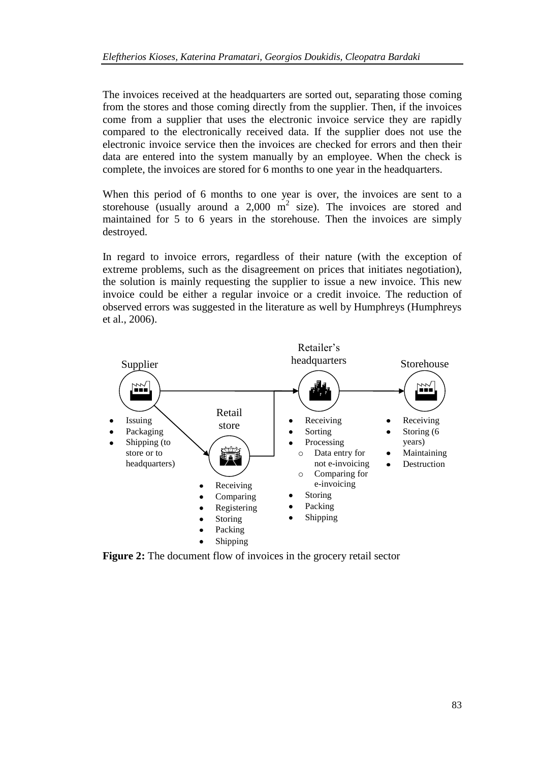The invoices received at the headquarters are sorted out, separating those coming from the stores and those coming directly from the supplier. Then, if the invoices come from a supplier that uses the electronic invoice service they are rapidly compared to the electronically received data. If the supplier does not use the electronic invoice service then the invoices are checked for errors and then their data are entered into the system manually by an employee. When the check is complete, the invoices are stored for 6 months to one year in the headquarters.

When this period of 6 months to one year is over, the invoices are sent to a storehouse (usually around a 2,000 $m^2$ size). The invoices are stored and maintained for 5 to 6 years in the storehouse. Then the invoices are simply destroyed.

In regard to invoice errors, regardless of their nature (with the exception of extreme problems, such as the disagreement on prices that initiates negotiation), the solution is mainly requesting the supplier to issue a new invoice. This new invoice could be either a regular invoice or a credit invoice. The reduction of observed errors was suggested in the literature as well by Humphreys (Humphreys et al., 2006).

Supplier
- Issuing
- Packaging
- Shipping (to store or to headquarters)

Retail store
- Receiving
- Comparing
- Registering
- Storing
- Packing
- Shipping

Retailer's headquarters
- Receiving
- Sorting
- Processing
  - Data entry for not e-invoicing
  - Comparing for e-invoicing
- Storing
- Packing
- Shipping

Storehouse
- Receiving
- Storing (6 years)
- Maintaining
- Destruction

**Figure 2:** The document flow of invoices in the grocery retail sector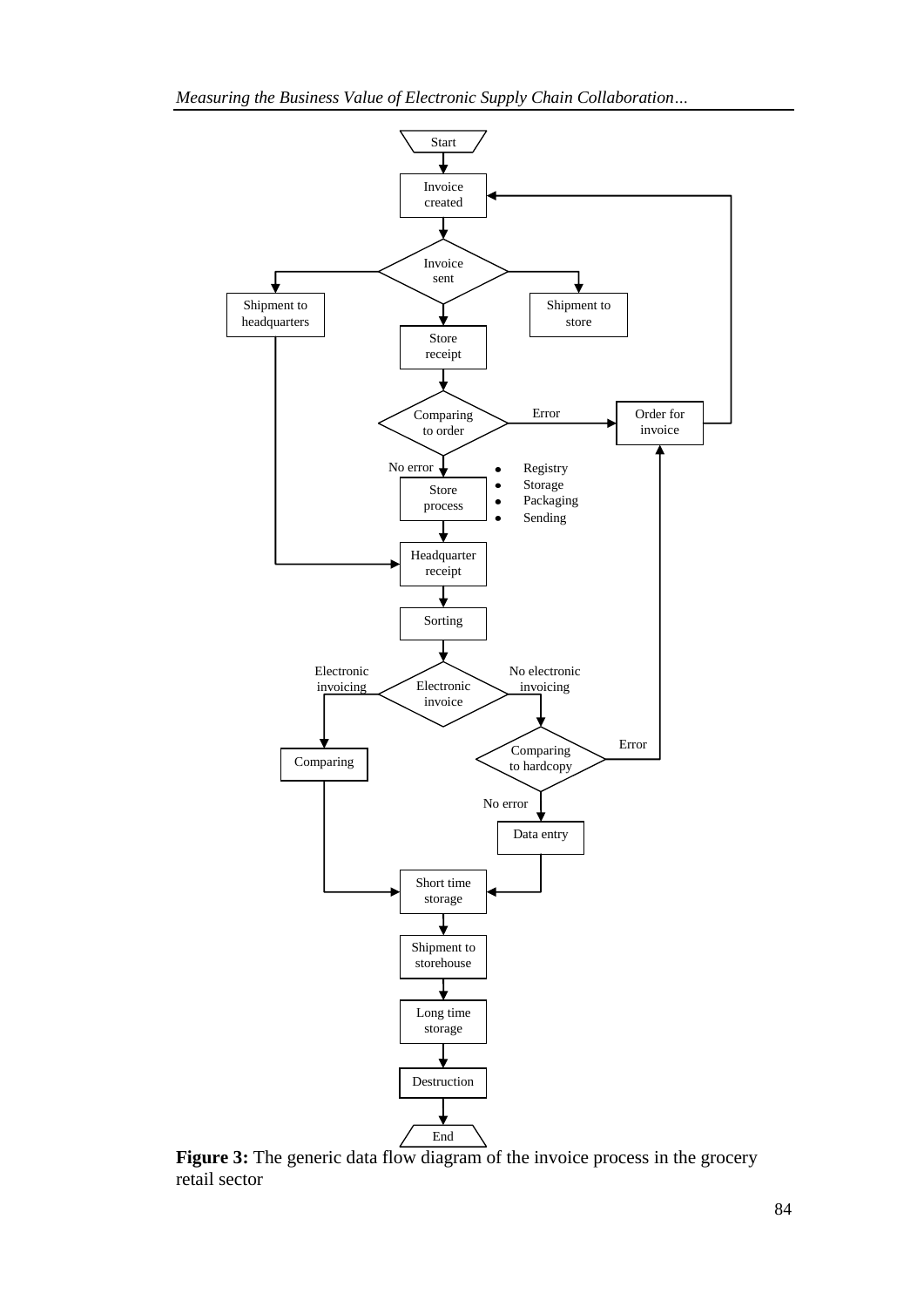**Figure 3:** The generic data flow diagram of the invoice process in the grocery retail sector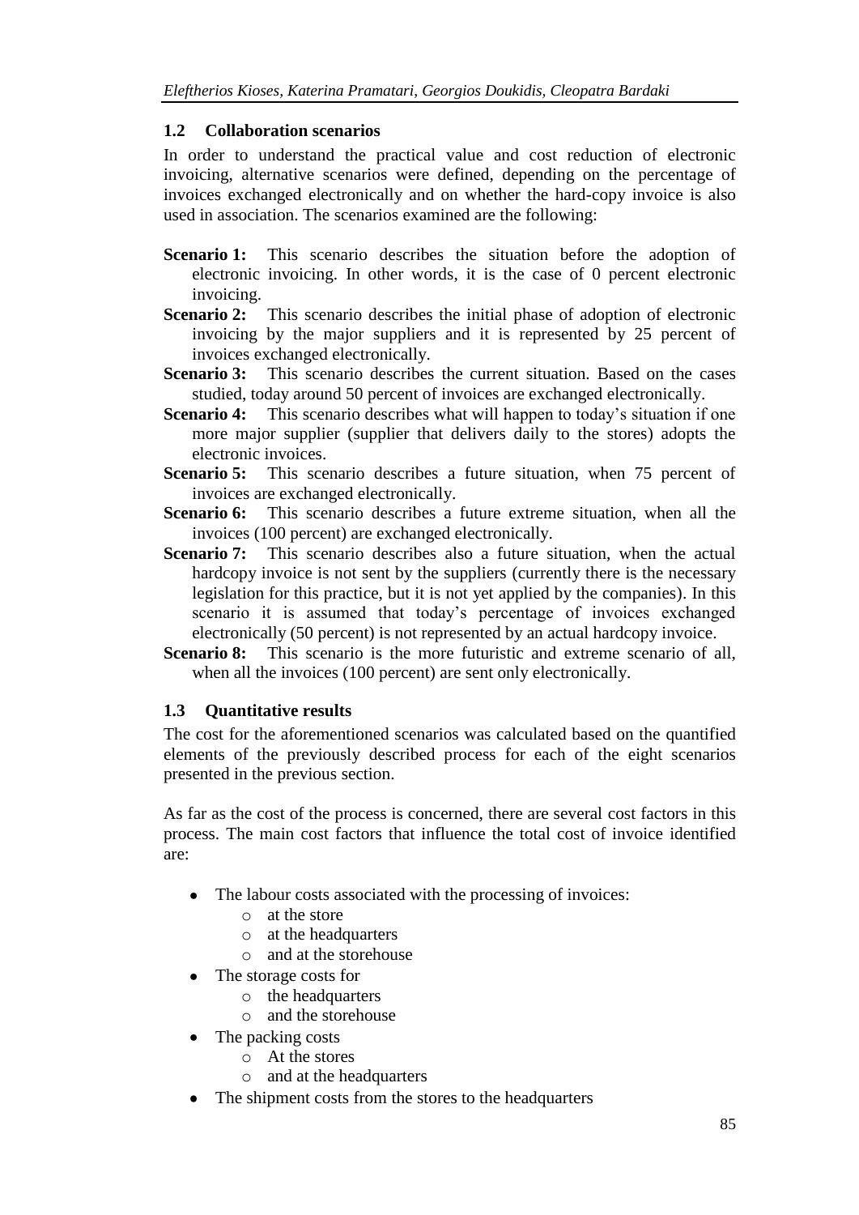### 1.2 Collaboration scenarios

In order to understand the practical value and cost reduction of electronic invoicing, alternative scenarios were defined, depending on the percentage of invoices exchanged electronically and on whether the hard-copy invoice is also used in association. The scenarios examined are the following:

**Scenario 1:** This scenario describes the situation before the adoption of electronic invoicing. In other words, it is the case of 0 percent electronic invoicing.

**Scenario 2:** This scenario describes the initial phase of adoption of electronic invoicing by the major suppliers and it is represented by 25 percent of invoices exchanged electronically.

**Scenario 3:** This scenario describes the current situation. Based on the cases studied, today around 50 percent of invoices are exchanged electronically.

**Scenario 4:** This scenario describes what will happen to today's situation if one more major supplier (supplier that delivers daily to the stores) adopts the electronic invoices.

**Scenario 5:** This scenario describes a future situation, when 75 percent of invoices are exchanged electronically.

**Scenario 6:** This scenario describes a future extreme situation, when all the invoices (100 percent) are exchanged electronically.

**Scenario 7:** This scenario describes also a future situation, when the actual hardcopy invoice is not sent by the suppliers (currently there is the necessary legislation for this practice, but it is not yet applied by the companies). In this scenario it is assumed that today's percentage of invoices exchanged electronically (50 percent) is not represented by an actual hardcopy invoice.

**Scenario 8:** This scenario is the more futuristic and extreme scenario of all, when all the invoices (100 percent) are sent only electronically.

### 1.3 Quantitative results

The cost for the aforementioned scenarios was calculated based on the quantified elements of the previously described process for each of the eight scenarios presented in the previous section.

As far as the cost of the process is concerned, there are several cost factors in this process. The main cost factors that influence the total cost of invoice identified are:

- The labour costs associated with the processing of invoices:
  - at the store
  - at the headquarters
  - and at the storehouse
- The storage costs for
  - the headquarters
  - and the storehouse
- The packing costs
  - At the stores
  - and at the headquarters
- The shipment costs from the stores to the headquarters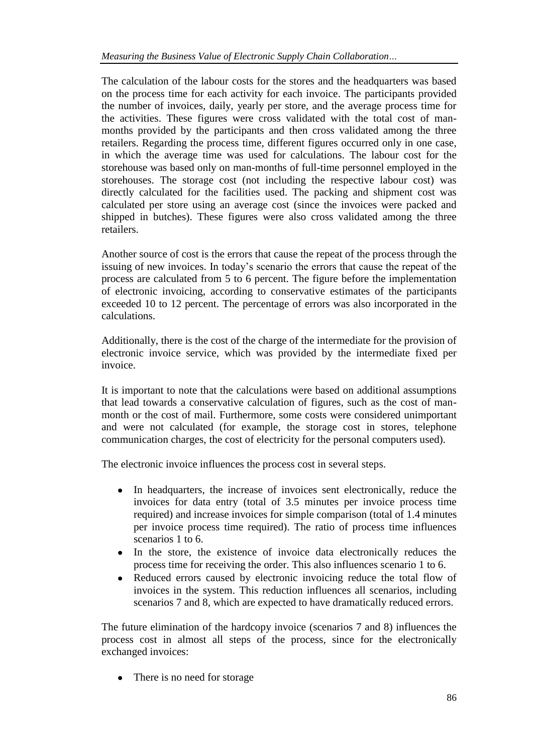The calculation of the labour costs for the stores and the headquarters was based on the process time for each activity for each invoice. The participants provided the number of invoices, daily, yearly per store, and the average process time for the activities. These figures were cross validated with the total cost of man-months provided by the participants and then cross validated among the three retailers. Regarding the process time, different figures occurred only in one case, in which the average time was used for calculations. The labour cost for the storehouse was based only on man-months of full-time personnel employed in the storehouses. The storage cost (not including the respective labour cost) was directly calculated for the facilities used. The packing and shipment cost was calculated per store using an average cost (since the invoices were packed and shipped in butches). These figures were also cross validated among the three retailers.

Another source of cost is the errors that cause the repeat of the process through the issuing of new invoices. In today's scenario the errors that cause the repeat of the process are calculated from 5 to 6 percent. The figure before the implementation of electronic invoicing, according to conservative estimates of the participants exceeded 10 to 12 percent. The percentage of errors was also incorporated in the calculations.

Additionally, there is the cost of the charge of the intermediate for the provision of electronic invoice service, which was provided by the intermediate fixed per invoice.

It is important to note that the calculations were based on additional assumptions that lead towards a conservative calculation of figures, such as the cost of man-month or the cost of mail. Furthermore, some costs were considered unimportant and were not calculated (for example, the storage cost in stores, telephone communication charges, the cost of electricity for the personal computers used).

The electronic invoice influences the process cost in several steps.

- In headquarters, the increase of invoices sent electronically, reduce the invoices for data entry (total of 3.5 minutes per invoice process time required) and increase invoices for simple comparison (total of 1.4 minutes per invoice process time required). The ratio of process time influences scenarios 1 to 6.
- In the store, the existence of invoice data electronically reduces the process time for receiving the order. This also influences scenario 1 to 6.
- Reduced errors caused by electronic invoicing reduce the total flow of invoices in the system. This reduction influences all scenarios, including scenarios 7 and 8, which are expected to have dramatically reduced errors.

The future elimination of the hardcopy invoice (scenarios 7 and 8) influences the process cost in almost all steps of the process, since for the electronically exchanged invoices:

- There is no need for storage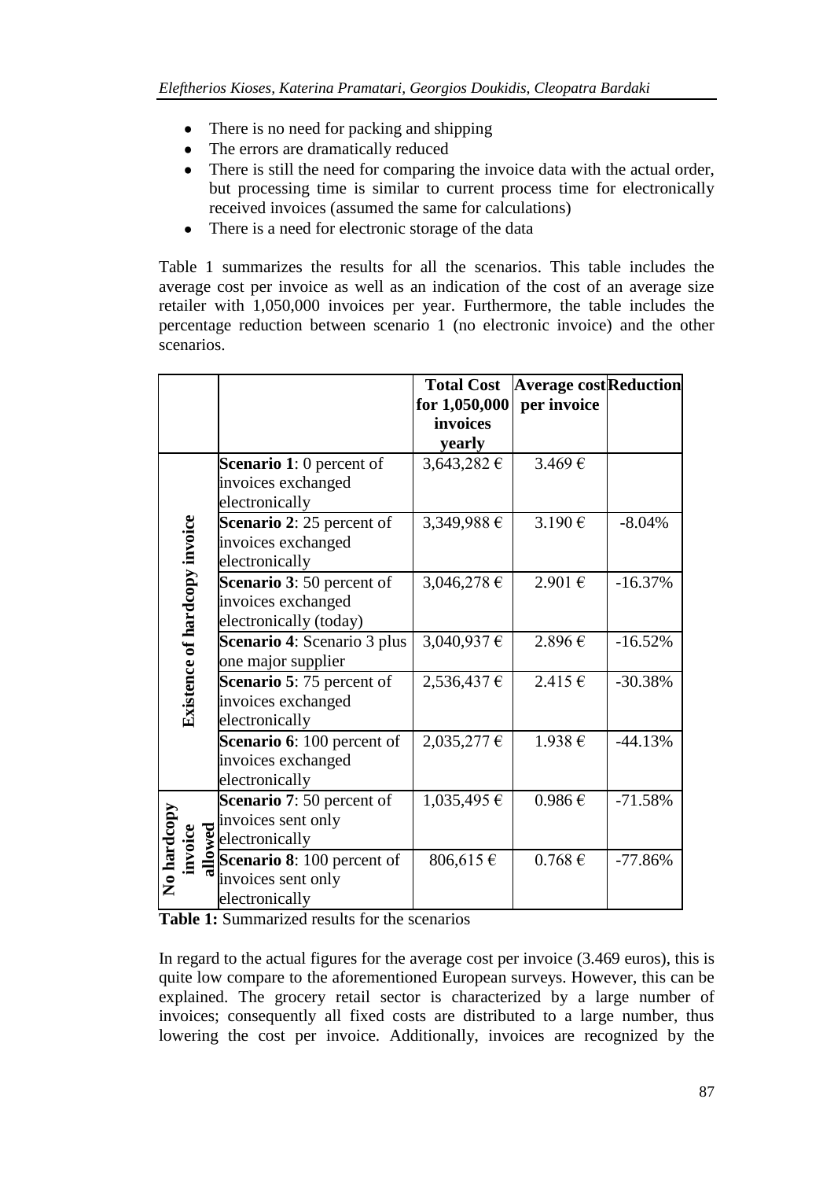- There is no need for packing and shipping
- The errors are dramatically reduced
- There is still the need for comparing the invoice data with the actual order, but processing time is similar to current process time for electronically received invoices (assumed the same for calculations)
- There is a need for electronic storage of the data

Table 1 summarizes the results for all the scenarios. This table includes the average cost per invoice as well as an indication of the cost of an average size retailer with 1,050,000 invoices per year. Furthermore, the table includes the percentage reduction between scenario 1 (no electronic invoice) and the other scenarios.

| | | Total Cost for 1,050,000 invoices yearly | Average cost per invoice | Reduction |
|---|---|---|---|---|
| Existence of hardcopy invoice | **Scenario 1**: 0 percent of invoices exchanged electronically | 3,643,282 € | 3.469 € | |
| | **Scenario 2**: 25 percent of invoices exchanged electronically | 3,349,988 € | 3.190 € | -8.04% |
| | **Scenario 3**: 50 percent of invoices exchanged electronically (today) | 3,046,278 € | 2.901 € | -16.37% |
| | **Scenario 4**: Scenario 3 plus one major supplier | 3,040,937 € | 2.896 € | -16.52% |
| | **Scenario 5**: 75 percent of invoices exchanged electronically | 2,536,437 € | 2.415 € | -30.38% |
| | **Scenario 6**: 100 percent of invoices exchanged electronically | 2,035,277 € | 1.938 € | -44.13% |
| No hardcopy invoice allowed | **Scenario 7**: 50 percent of invoices sent only electronically | 1,035,495 € | 0.986 € | -71.58% |
| | **Scenario 8**: 100 percent of invoices sent only electronically | 806,615 € | 0.768 € | -77.86% |

**Table 1:** Summarized results for the scenarios

In regard to the actual figures for the average cost per invoice (3.469 euros), this is quite low compare to the aforementioned European surveys. However, this can be explained. The grocery retail sector is characterized by a large number of invoices; consequently all fixed costs are distributed to a large number, thus lowering the cost per invoice. Additionally, invoices are recognized by the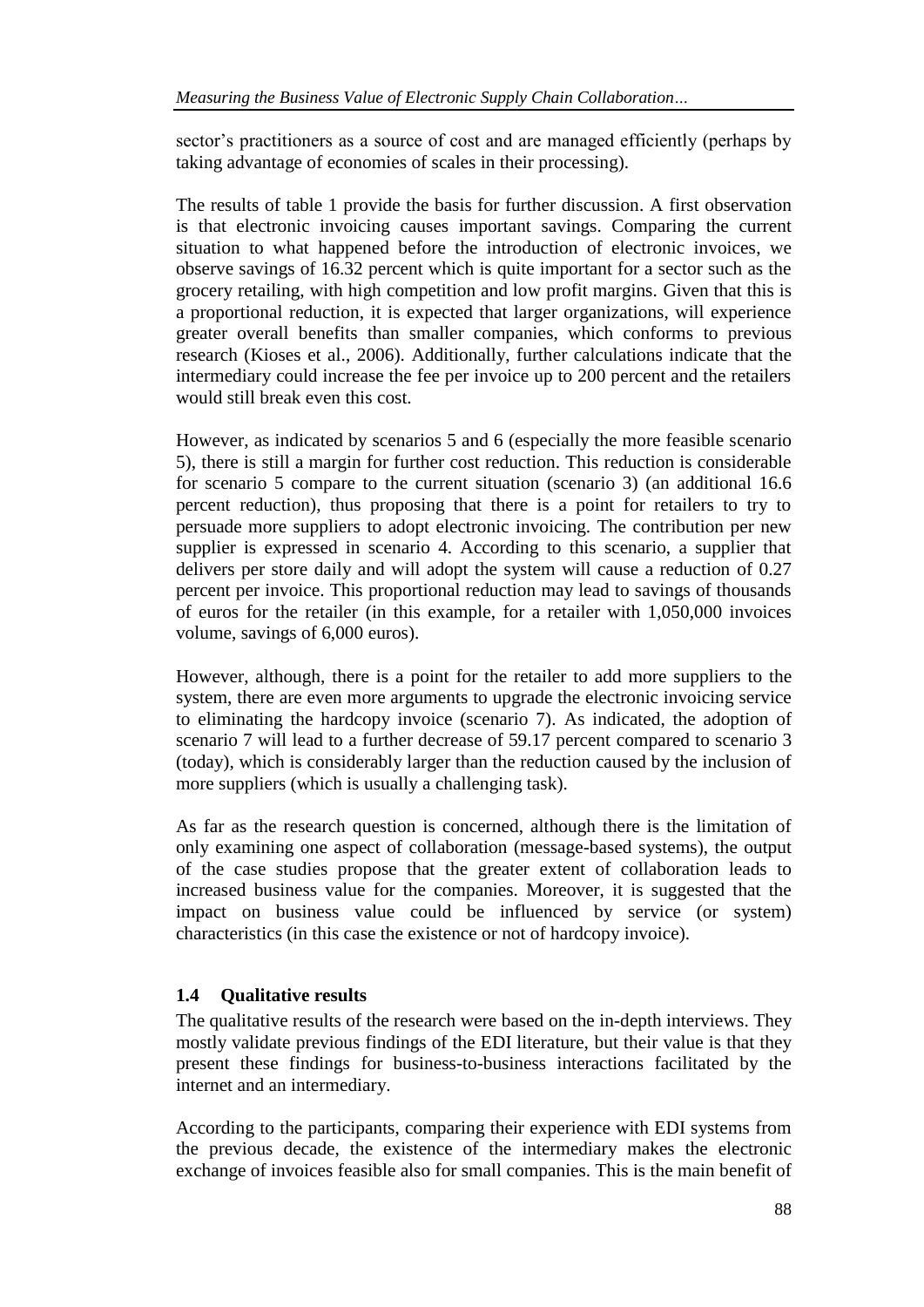sector's practitioners as a source of cost and are managed efficiently (perhaps by taking advantage of economies of scales in their processing).

The results of table 1 provide the basis for further discussion. A first observation is that electronic invoicing causes important savings. Comparing the current situation to what happened before the introduction of electronic invoices, we observe savings of 16.32 percent which is quite important for a sector such as the grocery retailing, with high competition and low profit margins. Given that this is a proportional reduction, it is expected that larger organizations, will experience greater overall benefits than smaller companies, which conforms to previous research (Kioses et al., 2006). Additionally, further calculations indicate that the intermediary could increase the fee per invoice up to 200 percent and the retailers would still break even this cost.

However, as indicated by scenarios 5 and 6 (especially the more feasible scenario 5), there is still a margin for further cost reduction. This reduction is considerable for scenario 5 compare to the current situation (scenario 3) (an additional 16.6 percent reduction), thus proposing that there is a point for retailers to try to persuade more suppliers to adopt electronic invoicing. The contribution per new supplier is expressed in scenario 4. According to this scenario, a supplier that delivers per store daily and will adopt the system will cause a reduction of 0.27 percent per invoice. This proportional reduction may lead to savings of thousands of euros for the retailer (in this example, for a retailer with 1,050,000 invoices volume, savings of 6,000 euros).

However, although, there is a point for the retailer to add more suppliers to the system, there are even more arguments to upgrade the electronic invoicing service to eliminating the hardcopy invoice (scenario 7). As indicated, the adoption of scenario 7 will lead to a further decrease of 59.17 percent compared to scenario 3 (today), which is considerably larger than the reduction caused by the inclusion of more suppliers (which is usually a challenging task).

As far as the research question is concerned, although there is the limitation of only examining one aspect of collaboration (message-based systems), the output of the case studies propose that the greater extent of collaboration leads to increased business value for the companies. Moreover, it is suggested that the impact on business value could be influenced by service (or system) characteristics (in this case the existence or not of hardcopy invoice).

### 1.4 Qualitative results

The qualitative results of the research were based on the in-depth interviews. They mostly validate previous findings of the EDI literature, but their value is that they present these findings for business-to-business interactions facilitated by the internet and an intermediary.

According to the participants, comparing their experience with EDI systems from the previous decade, the existence of the intermediary makes the electronic exchange of invoices feasible also for small companies. This is the main benefit of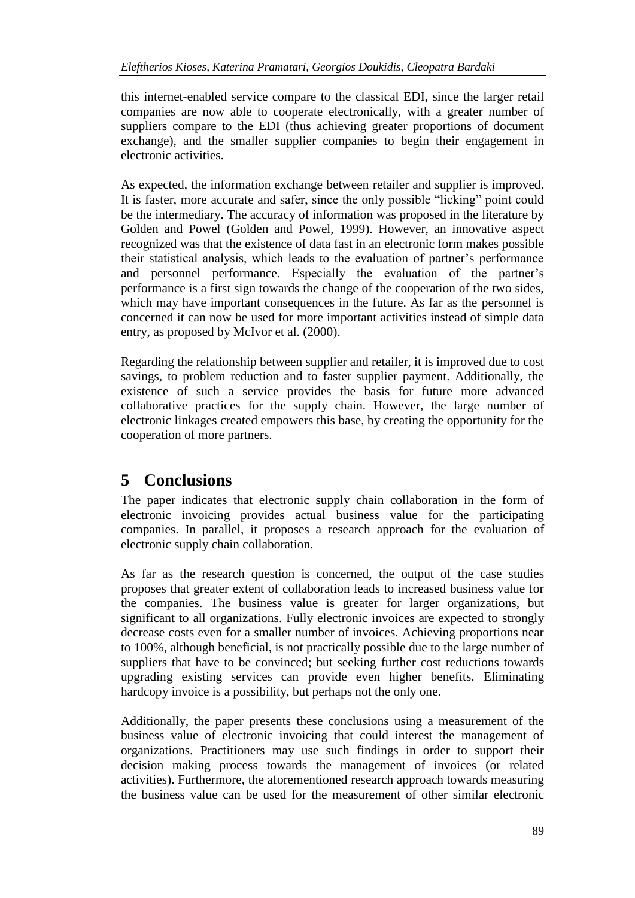this internet-enabled service compare to the classical EDI, since the larger retail companies are now able to cooperate electronically, with a greater number of suppliers compare to the EDI (thus achieving greater proportions of document exchange), and the smaller supplier companies to begin their engagement in electronic activities.

As expected, the information exchange between retailer and supplier is improved. It is faster, more accurate and safer, since the only possible "licking" point could be the intermediary. The accuracy of information was proposed in the literature by Golden and Powel (Golden and Powel, 1999). However, an innovative aspect recognized was that the existence of data fast in an electronic form makes possible their statistical analysis, which leads to the evaluation of partner's performance and personnel performance. Especially the evaluation of the partner's performance is a first sign towards the change of the cooperation of the two sides, which may have important consequences in the future. As far as the personnel is concerned it can now be used for more important activities instead of simple data entry, as proposed by McIvor et al. (2000).

Regarding the relationship between supplier and retailer, it is improved due to cost savings, to problem reduction and to faster supplier payment. Additionally, the existence of such a service provides the basis for future more advanced collaborative practices for the supply chain. However, the large number of electronic linkages created empowers this base, by creating the opportunity for the cooperation of more partners.

# 5 Conclusions

The paper indicates that electronic supply chain collaboration in the form of electronic invoicing provides actual business value for the participating companies. In parallel, it proposes a research approach for the evaluation of electronic supply chain collaboration.

As far as the research question is concerned, the output of the case studies proposes that greater extent of collaboration leads to increased business value for the companies. The business value is greater for larger organizations, but significant to all organizations. Fully electronic invoices are expected to strongly decrease costs even for a smaller number of invoices. Achieving proportions near to 100%, although beneficial, is not practically possible due to the large number of suppliers that have to be convinced; but seeking further cost reductions towards upgrading existing services can provide even higher benefits. Eliminating hardcopy invoice is a possibility, but perhaps not the only one.

Additionally, the paper presents these conclusions using a measurement of the business value of electronic invoicing that could interest the management of organizations. Practitioners may use such findings in order to support their decision making process towards the management of invoices (or related activities). Furthermore, the aforementioned research approach towards measuring the business value can be used for the measurement of other similar electronic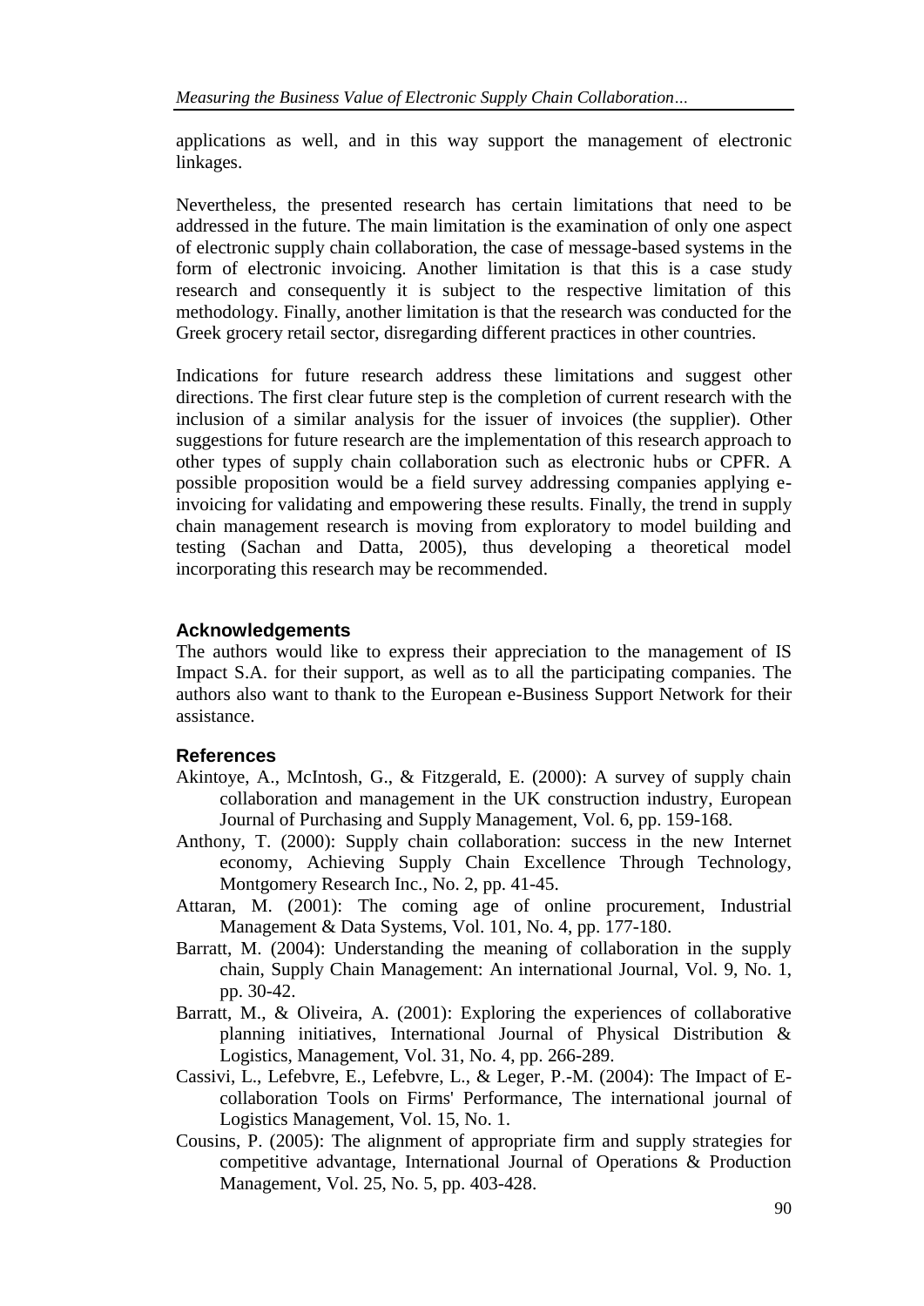applications as well, and in this way support the management of electronic linkages.

Nevertheless, the presented research has certain limitations that need to be addressed in the future. The main limitation is the examination of only one aspect of electronic supply chain collaboration, the case of message-based systems in the form of electronic invoicing. Another limitation is that this is a case study research and consequently it is subject to the respective limitation of this methodology. Finally, another limitation is that the research was conducted for the Greek grocery retail sector, disregarding different practices in other countries.

Indications for future research address these limitations and suggest other directions. The first clear future step is the completion of current research with the inclusion of a similar analysis for the issuer of invoices (the supplier). Other suggestions for future research are the implementation of this research approach to other types of supply chain collaboration such as electronic hubs or CPFR. A possible proposition would be a field survey addressing companies applying e-invoicing for validating and empowering these results. Finally, the trend in supply chain management research is moving from exploratory to model building and testing (Sachan and Datta, 2005), thus developing a theoretical model incorporating this research may be recommended.

## Acknowledgements

The authors would like to express their appreciation to the management of IS Impact S.A. for their support, as well as to all the participating companies. The authors also want to thank to the European e-Business Support Network for their assistance.

## References

- Akintoye, A., McIntosh, G., & Fitzgerald, E. (2000): A survey of supply chain collaboration and management in the UK construction industry, European Journal of Purchasing and Supply Management, Vol. 6, pp. 159-168.
- Anthony, T. (2000): Supply chain collaboration: success in the new Internet economy, Achieving Supply Chain Excellence Through Technology, Montgomery Research Inc., No. 2, pp. 41-45.
- Attaran, M. (2001): The coming age of online procurement, Industrial Management & Data Systems, Vol. 101, No. 4, pp. 177-180.
- Barratt, M. (2004): Understanding the meaning of collaboration in the supply chain, Supply Chain Management: An international Journal, Vol. 9, No. 1, pp. 30-42.
- Barratt, M., & Oliveira, A. (2001): Exploring the experiences of collaborative planning initiatives, International Journal of Physical Distribution & Logistics, Management, Vol. 31, No. 4, pp. 266-289.
- Cassivi, L., Lefebvre, E., Lefebvre, L., & Leger, P.-M. (2004): The Impact of E-collaboration Tools on Firms' Performance, The international journal of Logistics Management, Vol. 15, No. 1.
- Cousins, P. (2005): The alignment of appropriate firm and supply strategies for competitive advantage, International Journal of Operations & Production Management, Vol. 25, No. 5, pp. 403-428.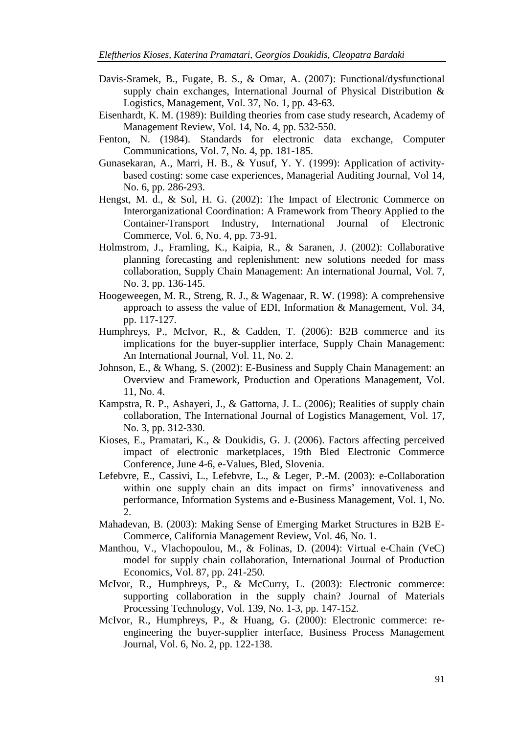Davis-Sramek, B., Fugate, B. S., & Omar, A. (2007): Functional/dysfunctional supply chain exchanges, International Journal of Physical Distribution & Logistics, Management, Vol. 37, No. 1, pp. 43-63.

Eisenhardt, K. M. (1989): Building theories from case study research, Academy of Management Review, Vol. 14, No. 4, pp. 532-550.

Fenton, N. (1984). Standards for electronic data exchange, Computer Communications, Vol. 7, No. 4, pp. 181-185.

Gunasekaran, A., Marri, H. B., & Yusuf, Y. Y. (1999): Application of activity-based costing: some case experiences, Managerial Auditing Journal, Vol 14, No. 6, pp. 286-293.

Hengst, M. d., & Sol, H. G. (2002): The Impact of Electronic Commerce on Interorganizational Coordination: A Framework from Theory Applied to the Container-Transport Industry, International Journal of Electronic Commerce, Vol. 6, No. 4, pp. 73-91.

Holmstrom, J., Framling, K., Kaipia, R., & Saranen, J. (2002): Collaborative planning forecasting and replenishment: new solutions needed for mass collaboration, Supply Chain Management: An international Journal, Vol. 7, No. 3, pp. 136-145.

Hoogeweegen, M. R., Streng, R. J., & Wagenaar, R. W. (1998): A comprehensive approach to assess the value of EDI, Information & Management, Vol. 34, pp. 117-127.

Humphreys, P., McIvor, R., & Cadden, T. (2006): B2B commerce and its implications for the buyer-supplier interface, Supply Chain Management: An International Journal, Vol. 11, No. 2.

Johnson, E., & Whang, S. (2002): E-Business and Supply Chain Management: an Overview and Framework, Production and Operations Management, Vol. 11, No. 4.

Kampstra, R. P., Ashayeri, J., & Gattorna, J. L. (2006); Realities of supply chain collaboration, The International Journal of Logistics Management, Vol. 17, No. 3, pp. 312-330.

Kioses, E., Pramatari, K., & Doukidis, G. J. (2006). Factors affecting perceived impact of electronic marketplaces, 19th Bled Electronic Commerce Conference, June 4-6, e-Values, Bled, Slovenia.

Lefebvre, E., Cassivi, L., Lefebvre, L., & Leger, P.-M. (2003): e-Collaboration within one supply chain an dits impact on firms' innovativeness and performance, Information Systems and e-Business Management, Vol. 1, No. 2.

Mahadevan, B. (2003): Making Sense of Emerging Market Structures in B2B E-Commerce, California Management Review, Vol. 46, No. 1.

Manthou, V., Vlachopoulou, M., & Folinas, D. (2004): Virtual e-Chain (VeC) model for supply chain collaboration, International Journal of Production Economics, Vol. 87, pp. 241-250.

McIvor, R., Humphreys, P., & McCurry, L. (2003): Electronic commerce: supporting collaboration in the supply chain? Journal of Materials Processing Technology, Vol. 139, No. 1-3, pp. 147-152.

McIvor, R., Humphreys, P., & Huang, G. (2000): Electronic commerce: re-engineering the buyer-supplier interface, Business Process Management Journal, Vol. 6, No. 2, pp. 122-138.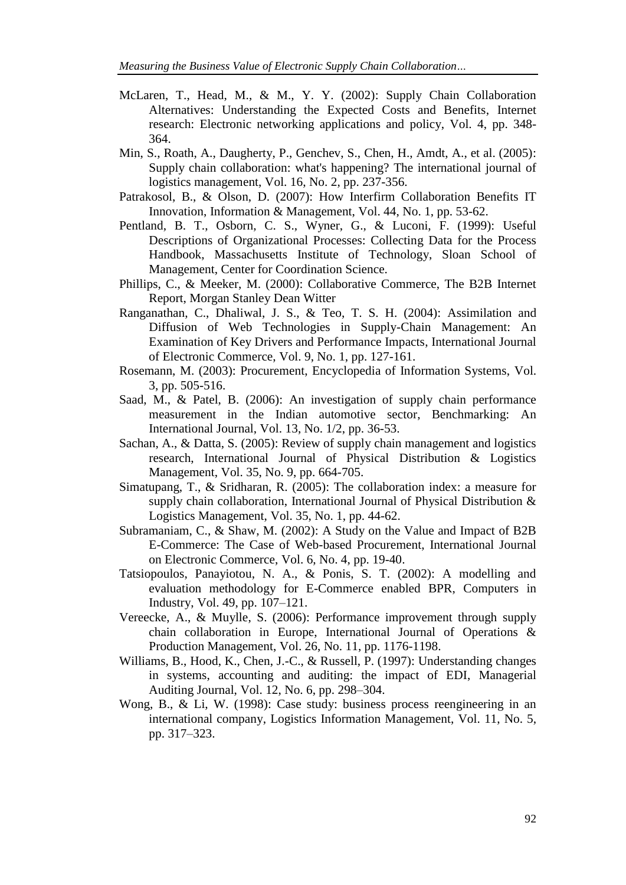McLaren, T., Head, M., & M., Y. Y. (2002): Supply Chain Collaboration Alternatives: Understanding the Expected Costs and Benefits, Internet research: Electronic networking applications and policy, Vol. 4, pp. 348-364.

Min, S., Roath, A., Daugherty, P., Genchev, S., Chen, H., Amdt, A., et al. (2005): Supply chain collaboration: what's happening? The international journal of logistics management, Vol. 16, No. 2, pp. 237-356.

Patrakosol, B., & Olson, D. (2007): How Interfirm Collaboration Benefits IT Innovation, Information & Management, Vol. 44, No. 1, pp. 53-62.

Pentland, B. T., Osborn, C. S., Wyner, G., & Luconi, F. (1999): Useful Descriptions of Organizational Processes: Collecting Data for the Process Handbook, Massachusetts Institute of Technology, Sloan School of Management, Center for Coordination Science.

Phillips, C., & Meeker, M. (2000): Collaborative Commerce, The B2B Internet Report, Morgan Stanley Dean Witter

Ranganathan, C., Dhaliwal, J. S., & Teo, T. S. H. (2004): Assimilation and Diffusion of Web Technologies in Supply-Chain Management: An Examination of Key Drivers and Performance Impacts, International Journal of Electronic Commerce, Vol. 9, No. 1, pp. 127-161.

Rosemann, M. (2003): Procurement, Encyclopedia of Information Systems, Vol. 3, pp. 505-516.

Saad, M., & Patel, B. (2006): An investigation of supply chain performance measurement in the Indian automotive sector, Benchmarking: An International Journal, Vol. 13, No. 1/2, pp. 36-53.

Sachan, A., & Datta, S. (2005): Review of supply chain management and logistics research, International Journal of Physical Distribution & Logistics Management, Vol. 35, No. 9, pp. 664-705.

Simatupang, T., & Sridharan, R. (2005): The collaboration index: a measure for supply chain collaboration, International Journal of Physical Distribution & Logistics Management, Vol. 35, No. 1, pp. 44-62.

Subramaniam, C., & Shaw, M. (2002): A Study on the Value and Impact of B2B E-Commerce: The Case of Web-based Procurement, International Journal on Electronic Commerce, Vol. 6, No. 4, pp. 19-40.

Tatsiopoulos, Panayiotou, N. A., & Ponis, S. T. (2002): A modelling and evaluation methodology for E-Commerce enabled BPR, Computers in Industry, Vol. 49, pp. 107–121.

Vereecke, A., & Muylle, S. (2006): Performance improvement through supply chain collaboration in Europe, International Journal of Operations & Production Management, Vol. 26, No. 11, pp. 1176-1198.

Williams, B., Hood, K., Chen, J.-C., & Russell, P. (1997): Understanding changes in systems, accounting and auditing: the impact of EDI, Managerial Auditing Journal, Vol. 12, No. 6, pp. 298–304.

Wong, B., & Li, W. (1998): Case study: business process reengineering in an international company, Logistics Information Management, Vol. 11, No. 5, pp. 317–323.